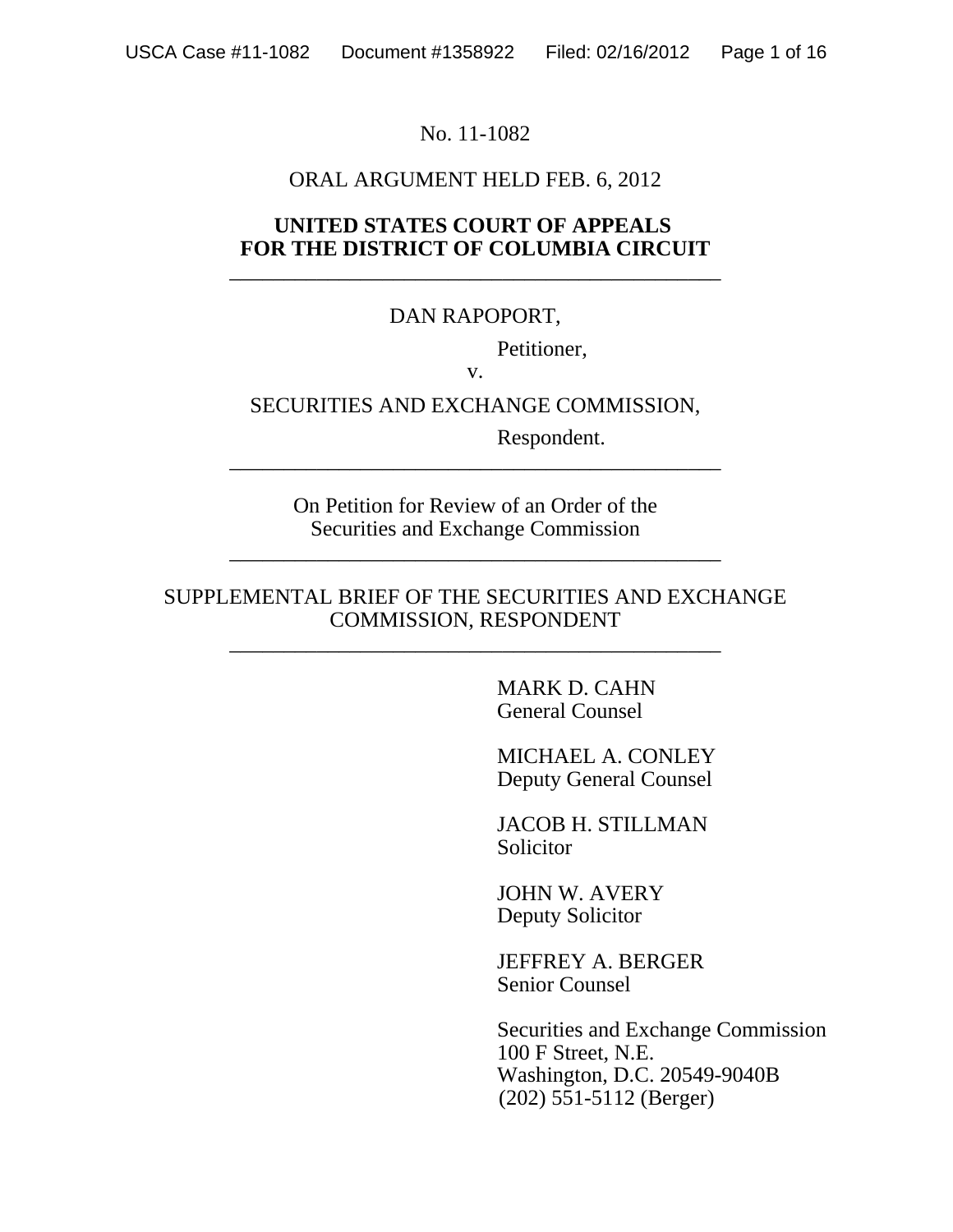No. 11-1082

ORAL ARGUMENT HELD FEB. 6, 2012

**UNITED STATES COURT OF APPEALS**
**FOR THE DISTRICT OF COLUMBIA CIRCUIT**

---

DAN RAPOPORT,

Petitioner,

v.

SECURITIES AND EXCHANGE COMMISSION,

Respondent.

---

On Petition for Review of an Order of the
Securities and Exchange Commission

---

SUPPLEMENTAL BRIEF OF THE SECURITIES AND EXCHANGE COMMISSION, RESPONDENT

---

MARK D. CAHN
General Counsel

MICHAEL A. CONLEY
Deputy General Counsel

JACOB H. STILLMAN
Solicitor

JOHN W. AVERY
Deputy Solicitor

JEFFREY A. BERGER
Senior Counsel

Securities and Exchange Commission
100 F Street, N.E.
Washington, D.C. 20549-9040B
(202) 551-5112 (Berger)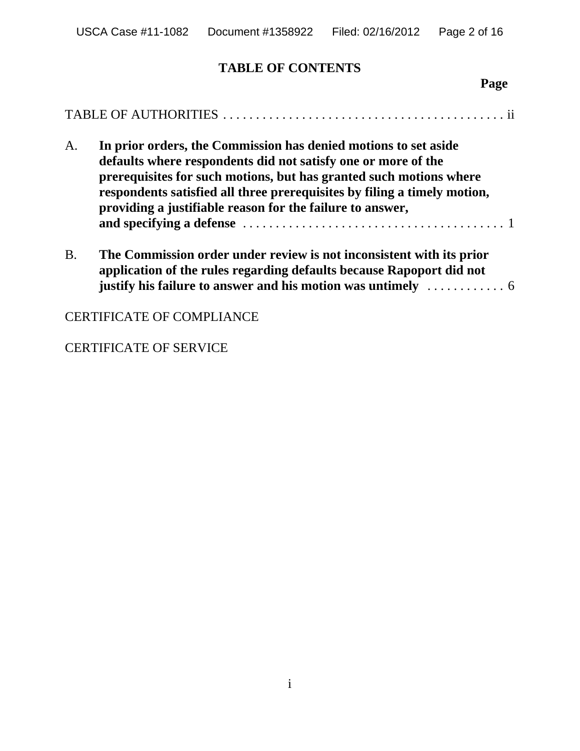## TABLE OF CONTENTS

**Page**

TABLE OF AUTHORITIES . . . . . . . . . . . . . . . . . . . . . . . . . . . . . . . . . . . . . . . . . . ii

A. **In prior orders, the Commission has denied motions to set aside defaults where respondents did not satisfy one or more of the prerequisites for such motions, but has granted such motions where respondents satisfied all three prerequisites by filing a timely motion, providing a justifiable reason for the failure to answer, and specifying a defense** . . . . . . . . . . . . . . . . . . . . . . . . . . . . . . . . . . . . . . . 1

B. **The Commission order under review is not inconsistent with its prior application of the rules regarding defaults because Rapoport did not justify his failure to answer and his motion was untimely** . . . . . . . . . . . . 6

CERTIFICATE OF COMPLIANCE

CERTIFICATE OF SERVICE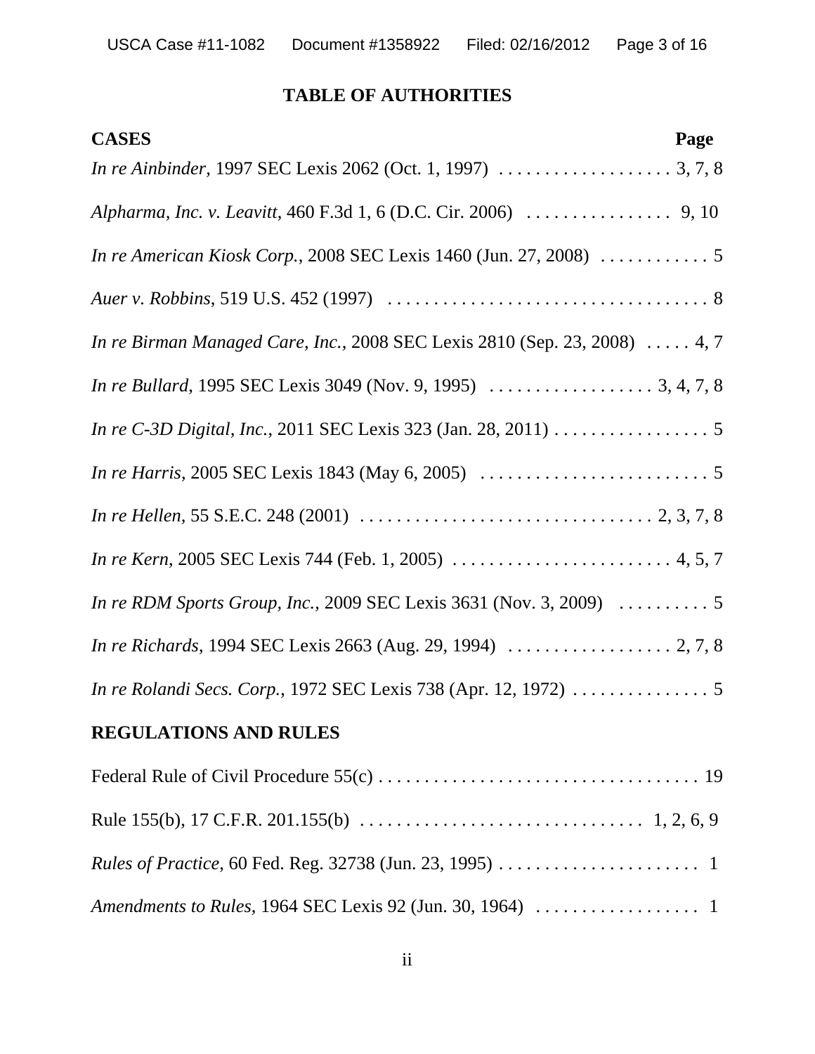# TABLE OF AUTHORITIES

| CASES | Page |
|---|---|
| *In re Ainbinder*, 1997 SEC Lexis 2062 (Oct. 1, 1997) | 3, 7, 8 |
| *Alpharma, Inc. v. Leavitt*, 460 F.3d 1, 6 (D.C. Cir. 2006) | 9, 10 |
| *In re American Kiosk Corp.*, 2008 SEC Lexis 1460 (Jun. 27, 2008) | 5 |
| *Auer v. Robbins*, 519 U.S. 452 (1997) | 8 |
| *In re Birman Managed Care, Inc.*, 2008 SEC Lexis 2810 (Sep. 23, 2008) | 4, 7 |
| *In re Bullard*, 1995 SEC Lexis 3049 (Nov. 9, 1995) | 3, 4, 7, 8 |
| *In re C-3D Digital, Inc.*, 2011 SEC Lexis 323 (Jan. 28, 2011) | 5 |
| *In re Harris*, 2005 SEC Lexis 1843 (May 6, 2005) | 5 |
| *In re Hellen,* 55 S.E.C. 248 (2001) | 2, 3, 7, 8 |
| *In re Kern*, 2005 SEC Lexis 744 (Feb. 1, 2005) | 4, 5, 7 |
| *In re RDM Sports Group, Inc.*, 2009 SEC Lexis 3631 (Nov. 3, 2009) | 5 |
| *In re Richards*, 1994 SEC Lexis 2663 (Aug. 29, 1994) | 2, 7, 8 |
| *In re Rolandi Secs. Corp.*, 1972 SEC Lexis 738 (Apr. 12, 1972) | 5 |

## REGULATIONS AND RULES

| | |
|---|---|
| Federal Rule of Civil Procedure 55(c) | 19 |
| Rule 155(b), 17 C.F.R. 201.155(b) | 1, 2, 6, 9 |
| *Rules of Practice*, 60 Fed. Reg. 32738 (Jun. 23, 1995) | 1 |
| *Amendments to Rules*, 1964 SEC Lexis 92 (Jun. 30, 1964) | 1 |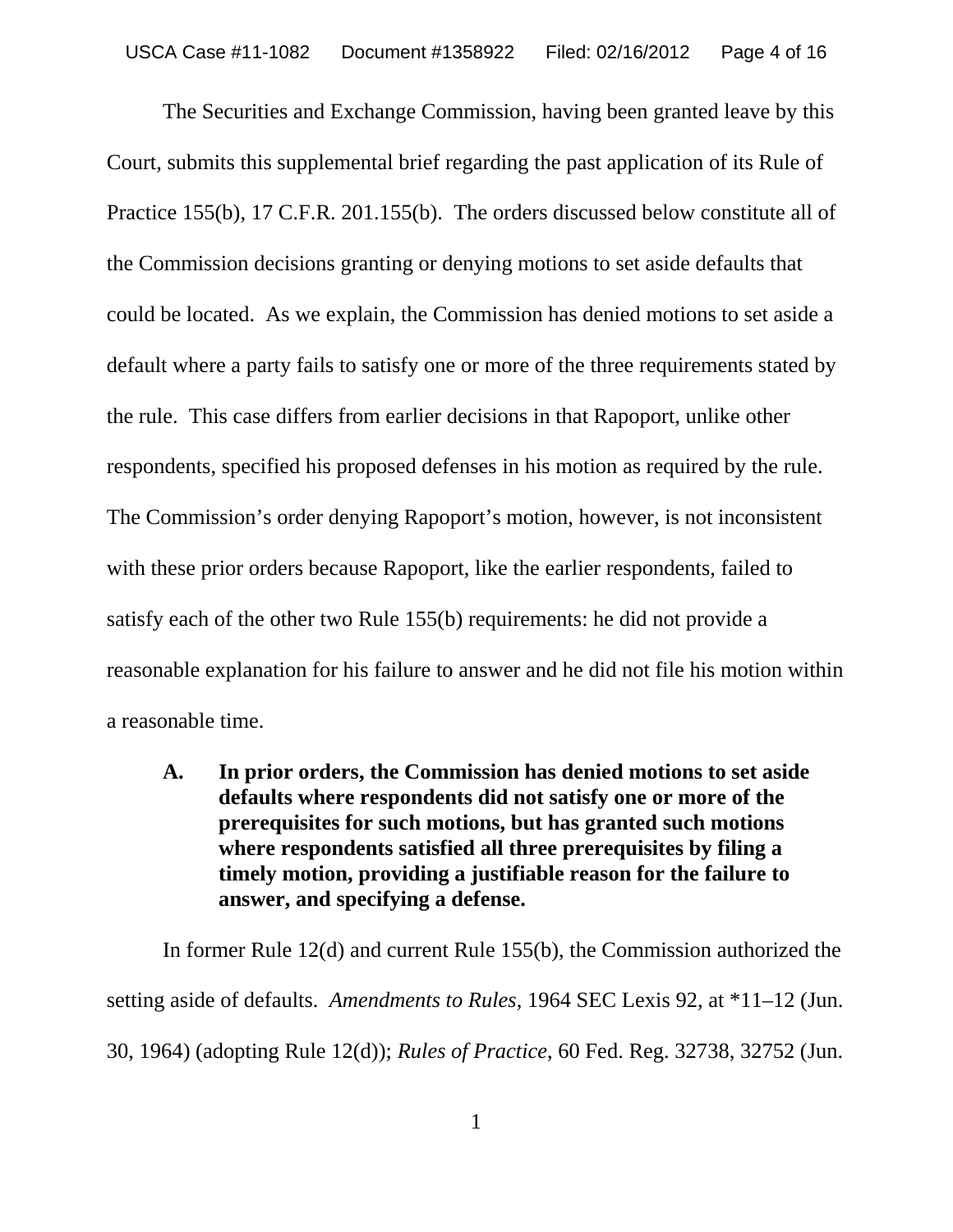The Securities and Exchange Commission, having been granted leave by this Court, submits this supplemental brief regarding the past application of its Rule of Practice 155(b), 17 C.F.R. 201.155(b). The orders discussed below constitute all of the Commission decisions granting or denying motions to set aside defaults that could be located. As we explain, the Commission has denied motions to set aside a default where a party fails to satisfy one or more of the three requirements stated by the rule. This case differs from earlier decisions in that Rapoport, unlike other respondents, specified his proposed defenses in his motion as required by the rule. The Commission's order denying Rapoport's motion, however, is not inconsistent with these prior orders because Rapoport, like the earlier respondents, failed to satisfy each of the other two Rule 155(b) requirements: he did not provide a reasonable explanation for his failure to answer and he did not file his motion within a reasonable time.

### A. In prior orders, the Commission has denied motions to set aside defaults where respondents did not satisfy one or more of the prerequisites for such motions, but has granted such motions where respondents satisfied all three prerequisites by filing a timely motion, providing a justifiable reason for the failure to answer, and specifying a defense.

In former Rule 12(d) and current Rule 155(b), the Commission authorized the setting aside of defaults. *Amendments to Rules*, 1964 SEC Lexis 92, at *11–12 (Jun. 30, 1964) (adopting Rule 12(d)); *Rules of Practice*, 60 Fed. Reg. 32738, 32752 (Jun.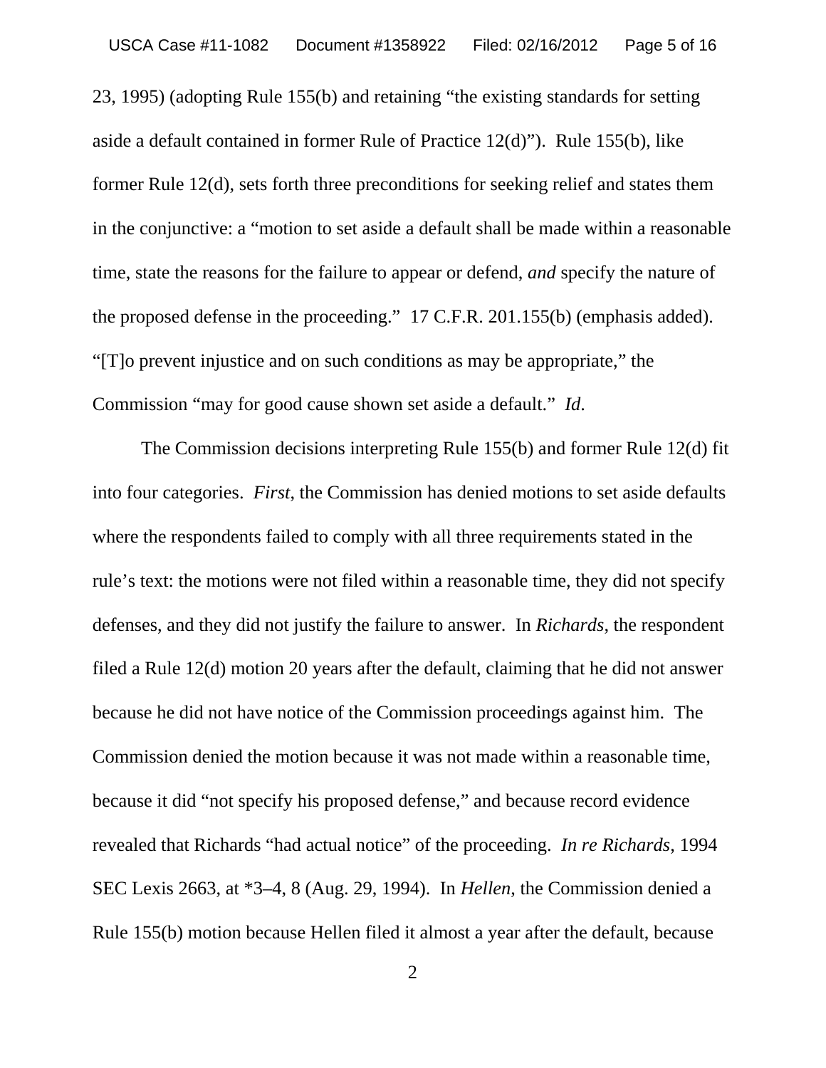23, 1995) (adopting Rule 155(b) and retaining "the existing standards for setting aside a default contained in former Rule of Practice 12(d)"). Rule 155(b), like former Rule 12(d), sets forth three preconditions for seeking relief and states them in the conjunctive: a "motion to set aside a default shall be made within a reasonable time, state the reasons for the failure to appear or defend, *and* specify the nature of the proposed defense in the proceeding." 17 C.F.R. 201.155(b) (emphasis added). "[T]o prevent injustice and on such conditions as may be appropriate," the Commission "may for good cause shown set aside a default." *Id*.

The Commission decisions interpreting Rule 155(b) and former Rule 12(d) fit into four categories. *First*, the Commission has denied motions to set aside defaults where the respondents failed to comply with all three requirements stated in the rule's text: the motions were not filed within a reasonable time, they did not specify defenses, and they did not justify the failure to answer. In *Richards*, the respondent filed a Rule 12(d) motion 20 years after the default, claiming that he did not answer because he did not have notice of the Commission proceedings against him. The Commission denied the motion because it was not made within a reasonable time, because it did "not specify his proposed defense," and because record evidence revealed that Richards "had actual notice" of the proceeding. *In re Richards*, 1994 SEC Lexis 2663, at *3–4, 8 (Aug. 29, 1994). In *Hellen*, the Commission denied a Rule 155(b) motion because Hellen filed it almost a year after the default, because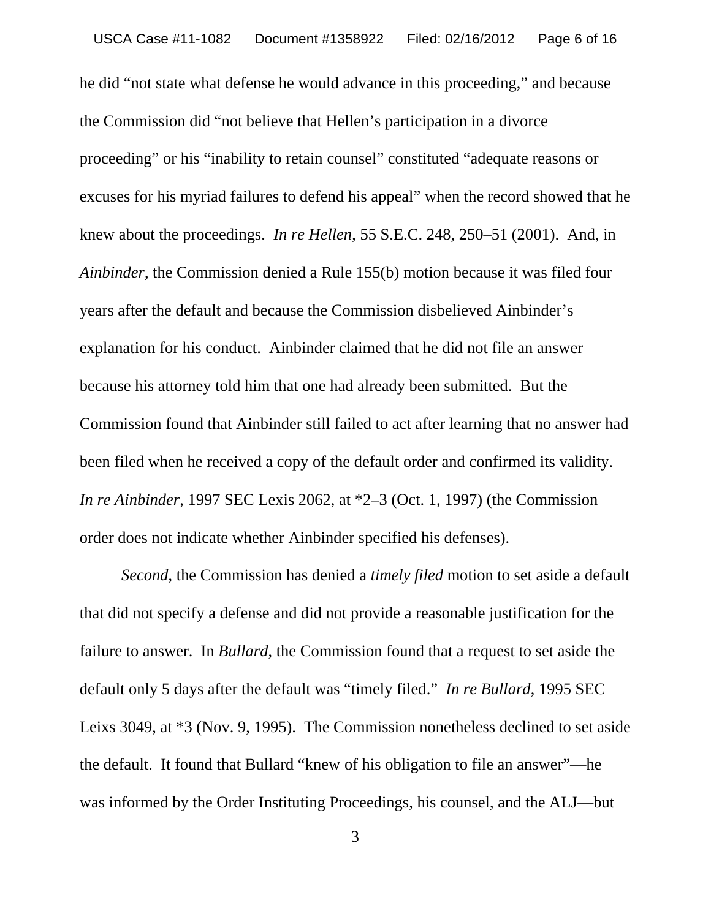he did "not state what defense he would advance in this proceeding," and because the Commission did "not believe that Hellen's participation in a divorce proceeding" or his "inability to retain counsel" constituted "adequate reasons or excuses for his myriad failures to defend his appeal" when the record showed that he knew about the proceedings. *In re Hellen*, 55 S.E.C. 248, 250–51 (2001). And, in *Ainbinder*, the Commission denied a Rule 155(b) motion because it was filed four years after the default and because the Commission disbelieved Ainbinder's explanation for his conduct. Ainbinder claimed that he did not file an answer because his attorney told him that one had already been submitted. But the Commission found that Ainbinder still failed to act after learning that no answer had been filed when he received a copy of the default order and confirmed its validity. *In re Ainbinder*, 1997 SEC Lexis 2062, at *2–3 (Oct. 1, 1997) (the Commission order does not indicate whether Ainbinder specified his defenses).

*Second*, the Commission has denied a *timely filed* motion to set aside a default that did not specify a defense and did not provide a reasonable justification for the failure to answer. In *Bullard*, the Commission found that a request to set aside the default only 5 days after the default was "timely filed." *In re Bullard*, 1995 SEC Leixs 3049, at *3 (Nov. 9, 1995). The Commission nonetheless declined to set aside the default. It found that Bullard "knew of his obligation to file an answer"—he was informed by the Order Instituting Proceedings, his counsel, and the ALJ—but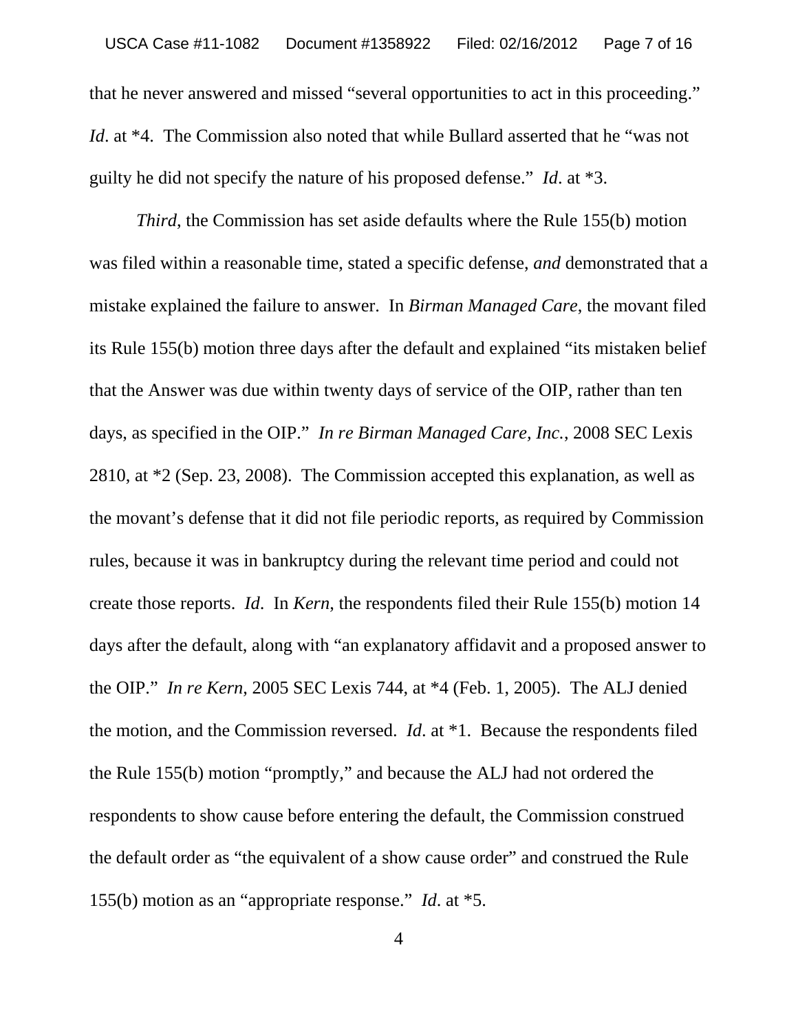that he never answered and missed "several opportunities to act in this proceeding." *Id*. at *4. The Commission also noted that while Bullard asserted that he "was not guilty he did not specify the nature of his proposed defense." *Id*. at *3.

*Third*, the Commission has set aside defaults where the Rule 155(b) motion was filed within a reasonable time, stated a specific defense, *and* demonstrated that a mistake explained the failure to answer. In *Birman Managed Care*, the movant filed its Rule 155(b) motion three days after the default and explained "its mistaken belief that the Answer was due within twenty days of service of the OIP, rather than ten days, as specified in the OIP." *In re Birman Managed Care, Inc.*, 2008 SEC Lexis 2810, at *2 (Sep. 23, 2008). The Commission accepted this explanation, as well as the movant's defense that it did not file periodic reports, as required by Commission rules, because it was in bankruptcy during the relevant time period and could not create those reports. *Id*. In *Kern*, the respondents filed their Rule 155(b) motion 14 days after the default, along with "an explanatory affidavit and a proposed answer to the OIP." *In re Kern*, 2005 SEC Lexis 744, at *4 (Feb. 1, 2005). The ALJ denied the motion, and the Commission reversed. *Id*. at *1. Because the respondents filed the Rule 155(b) motion "promptly," and because the ALJ had not ordered the respondents to show cause before entering the default, the Commission construed the default order as "the equivalent of a show cause order" and construed the Rule 155(b) motion as an "appropriate response." *Id*. at *5.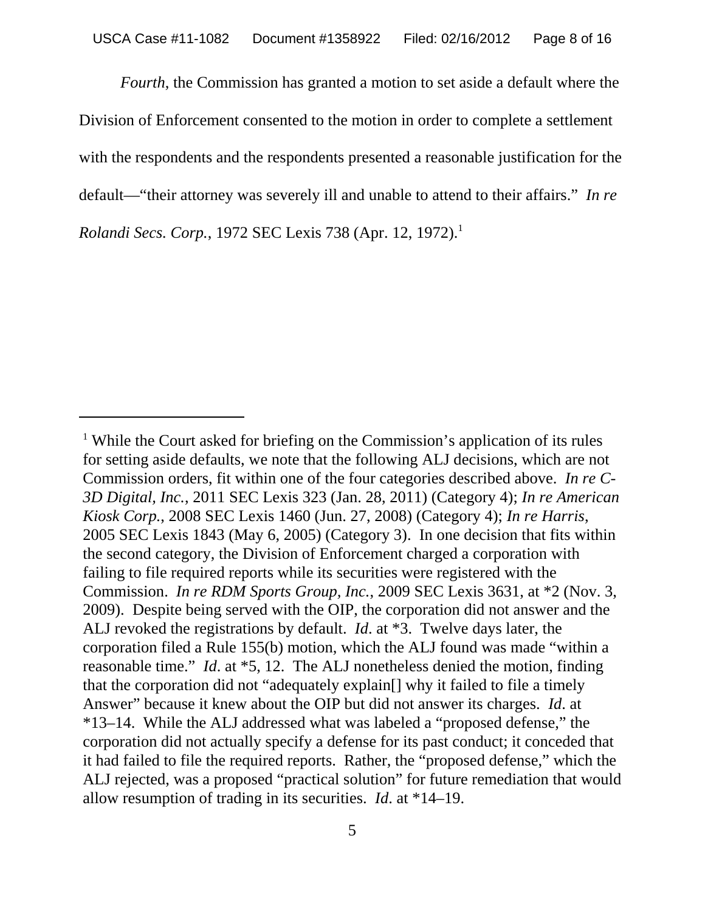*Fourth*, the Commission has granted a motion to set aside a default where the Division of Enforcement consented to the motion in order to complete a settlement with the respondents and the respondents presented a reasonable justification for the default—"their attorney was severely ill and unable to attend to their affairs." *In re Rolandi Secs. Corp.*, 1972 SEC Lexis 738 (Apr. 12, 1972).[1]

---

[1] While the Court asked for briefing on the Commission's application of its rules for setting aside defaults, we note that the following ALJ decisions, which are not Commission orders, fit within one of the four categories described above. *In re C-3D Digital, Inc.*, 2011 SEC Lexis 323 (Jan. 28, 2011) (Category 4); *In re American Kiosk Corp.*, 2008 SEC Lexis 1460 (Jun. 27, 2008) (Category 4); *In re Harris*, 2005 SEC Lexis 1843 (May 6, 2005) (Category 3). In one decision that fits within the second category, the Division of Enforcement charged a corporation with failing to file required reports while its securities were registered with the Commission. *In re RDM Sports Group, Inc.*, 2009 SEC Lexis 3631, at *2 (Nov. 3, 2009). Despite being served with the OIP, the corporation did not answer and the ALJ revoked the registrations by default. *Id*. at *3. Twelve days later, the corporation filed a Rule 155(b) motion, which the ALJ found was made "within a reasonable time." *Id*. at *5, 12. The ALJ nonetheless denied the motion, finding that the corporation did not "adequately explain[] why it failed to file a timely Answer" because it knew about the OIP but did not answer its charges. *Id*. at *13–14. While the ALJ addressed what was labeled a "proposed defense," the corporation did not actually specify a defense for its past conduct; it conceded that it had failed to file the required reports. Rather, the "proposed defense," which the ALJ rejected, was a proposed "practical solution" for future remediation that would allow resumption of trading in its securities. *Id*. at *14–19.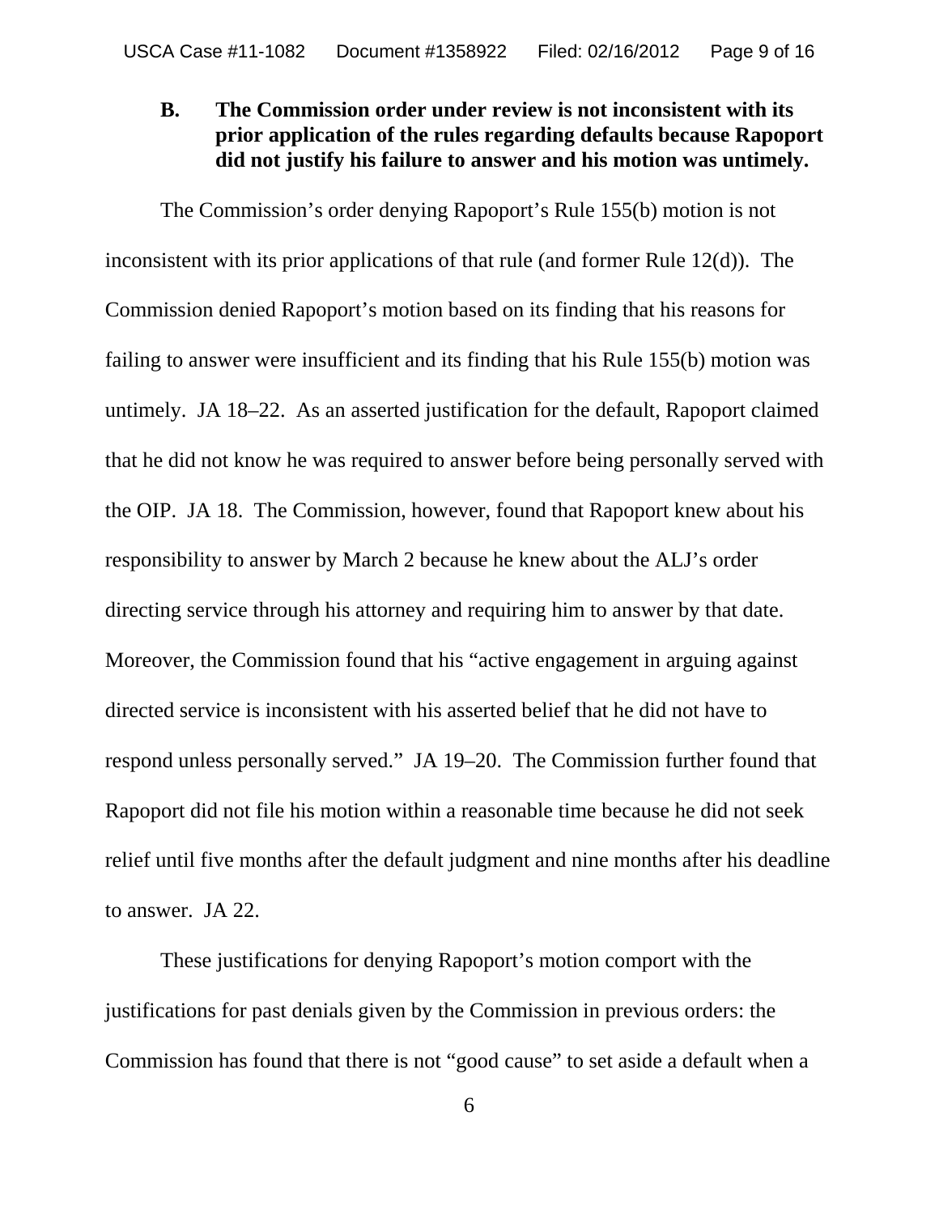### B. The Commission order under review is not inconsistent with its prior application of the rules regarding defaults because Rapoport did not justify his failure to answer and his motion was untimely.

The Commission's order denying Rapoport's Rule 155(b) motion is not inconsistent with its prior applications of that rule (and former Rule 12(d)). The Commission denied Rapoport's motion based on its finding that his reasons for failing to answer were insufficient and its finding that his Rule 155(b) motion was untimely. JA 18–22. As an asserted justification for the default, Rapoport claimed that he did not know he was required to answer before being personally served with the OIP. JA 18. The Commission, however, found that Rapoport knew about his responsibility to answer by March 2 because he knew about the ALJ's order directing service through his attorney and requiring him to answer by that date. Moreover, the Commission found that his "active engagement in arguing against directed service is inconsistent with his asserted belief that he did not have to respond unless personally served." JA 19–20. The Commission further found that Rapoport did not file his motion within a reasonable time because he did not seek relief until five months after the default judgment and nine months after his deadline to answer. JA 22.

These justifications for denying Rapoport's motion comport with the justifications for past denials given by the Commission in previous orders: the Commission has found that there is not "good cause" to set aside a default when a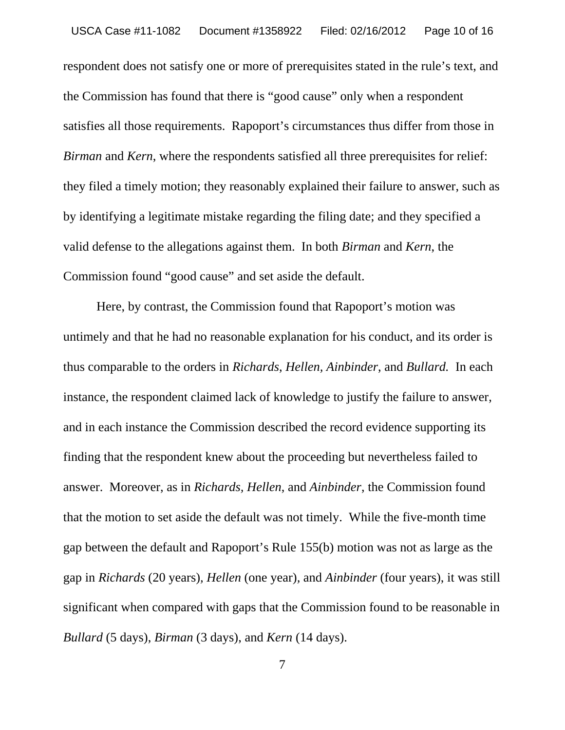respondent does not satisfy one or more of prerequisites stated in the rule's text, and the Commission has found that there is "good cause" only when a respondent satisfies all those requirements. Rapoport's circumstances thus differ from those in *Birman* and *Kern*, where the respondents satisfied all three prerequisites for relief: they filed a timely motion; they reasonably explained their failure to answer, such as by identifying a legitimate mistake regarding the filing date; and they specified a valid defense to the allegations against them. In both *Birman* and *Kern*, the Commission found "good cause" and set aside the default.

Here, by contrast, the Commission found that Rapoport's motion was untimely and that he had no reasonable explanation for his conduct, and its order is thus comparable to the orders in *Richards*, *Hellen, Ainbinder*, and *Bullard.* In each instance, the respondent claimed lack of knowledge to justify the failure to answer, and in each instance the Commission described the record evidence supporting its finding that the respondent knew about the proceeding but nevertheless failed to answer. Moreover, as in *Richards, Hellen*, and *Ainbinder*, the Commission found that the motion to set aside the default was not timely. While the five-month time gap between the default and Rapoport's Rule 155(b) motion was not as large as the gap in *Richards* (20 years), *Hellen* (one year), and *Ainbinder* (four years), it was still significant when compared with gaps that the Commission found to be reasonable in *Bullard* (5 days), *Birman* (3 days), and *Kern* (14 days).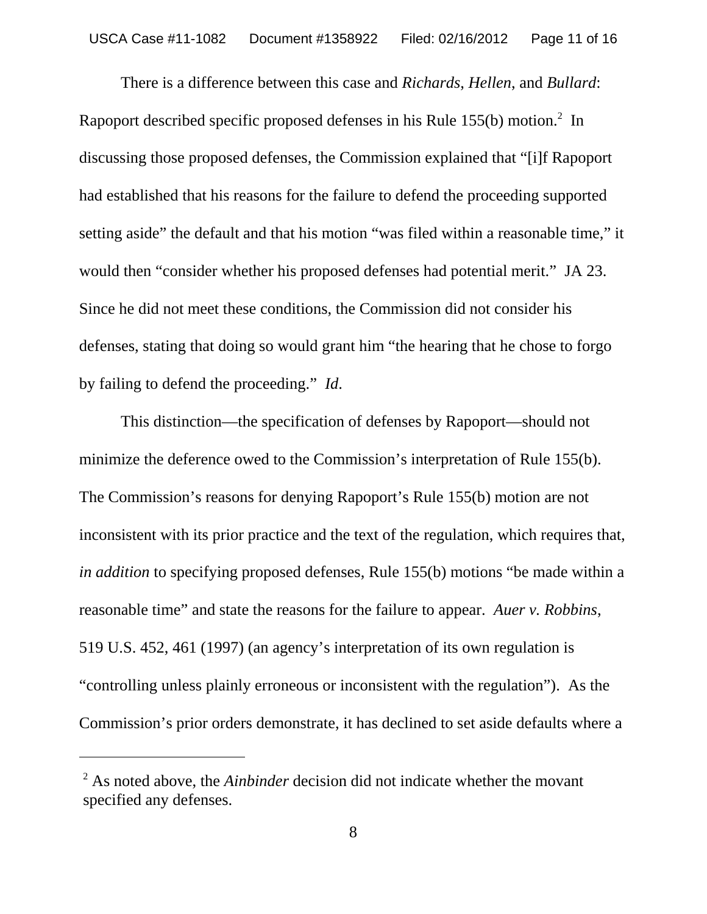There is a difference between this case and *Richards*, *Hellen*, and *Bullard*: Rapoport described specific proposed defenses in his Rule 155(b) motion.[2] In discussing those proposed defenses, the Commission explained that "[i]f Rapoport had established that his reasons for the failure to defend the proceeding supported setting aside" the default and that his motion "was filed within a reasonable time," it would then "consider whether his proposed defenses had potential merit." JA 23. Since he did not meet these conditions, the Commission did not consider his defenses, stating that doing so would grant him "the hearing that he chose to forgo by failing to defend the proceeding." *Id*.

This distinction—the specification of defenses by Rapoport—should not minimize the deference owed to the Commission's interpretation of Rule 155(b). The Commission's reasons for denying Rapoport's Rule 155(b) motion are not inconsistent with its prior practice and the text of the regulation, which requires that, *in addition* to specifying proposed defenses, Rule 155(b) motions "be made within a reasonable time" and state the reasons for the failure to appear. *Auer v. Robbins*, 519 U.S. 452, 461 (1997) (an agency's interpretation of its own regulation is "controlling unless plainly erroneous or inconsistent with the regulation"). As the Commission's prior orders demonstrate, it has declined to set aside defaults where a

---

[2] As noted above, the *Ainbinder* decision did not indicate whether the movant specified any defenses.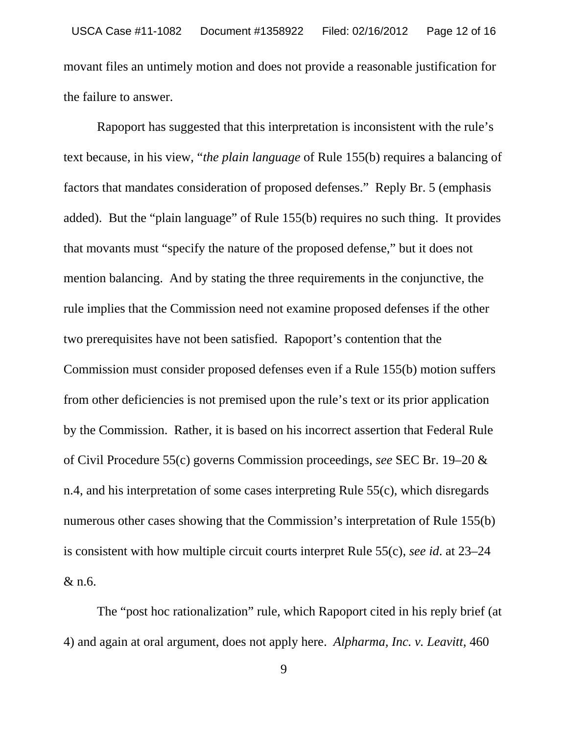movant files an untimely motion and does not provide a reasonable justification for the failure to answer.

Rapoport has suggested that this interpretation is inconsistent with the rule's text because, in his view, "*the plain language* of Rule 155(b) requires a balancing of factors that mandates consideration of proposed defenses." Reply Br. 5 (emphasis added). But the "plain language" of Rule 155(b) requires no such thing. It provides that movants must "specify the nature of the proposed defense," but it does not mention balancing. And by stating the three requirements in the conjunctive, the rule implies that the Commission need not examine proposed defenses if the other two prerequisites have not been satisfied. Rapoport's contention that the Commission must consider proposed defenses even if a Rule 155(b) motion suffers from other deficiencies is not premised upon the rule's text or its prior application by the Commission. Rather, it is based on his incorrect assertion that Federal Rule of Civil Procedure 55(c) governs Commission proceedings, *see* SEC Br. 19–20 & n.4, and his interpretation of some cases interpreting Rule 55(c), which disregards numerous other cases showing that the Commission's interpretation of Rule 155(b) is consistent with how multiple circuit courts interpret Rule 55(c), *see id.* at 23–24 & n.6.

The "post hoc rationalization" rule, which Rapoport cited in his reply brief (at 4) and again at oral argument, does not apply here. *Alpharma, Inc. v. Leavitt*, 460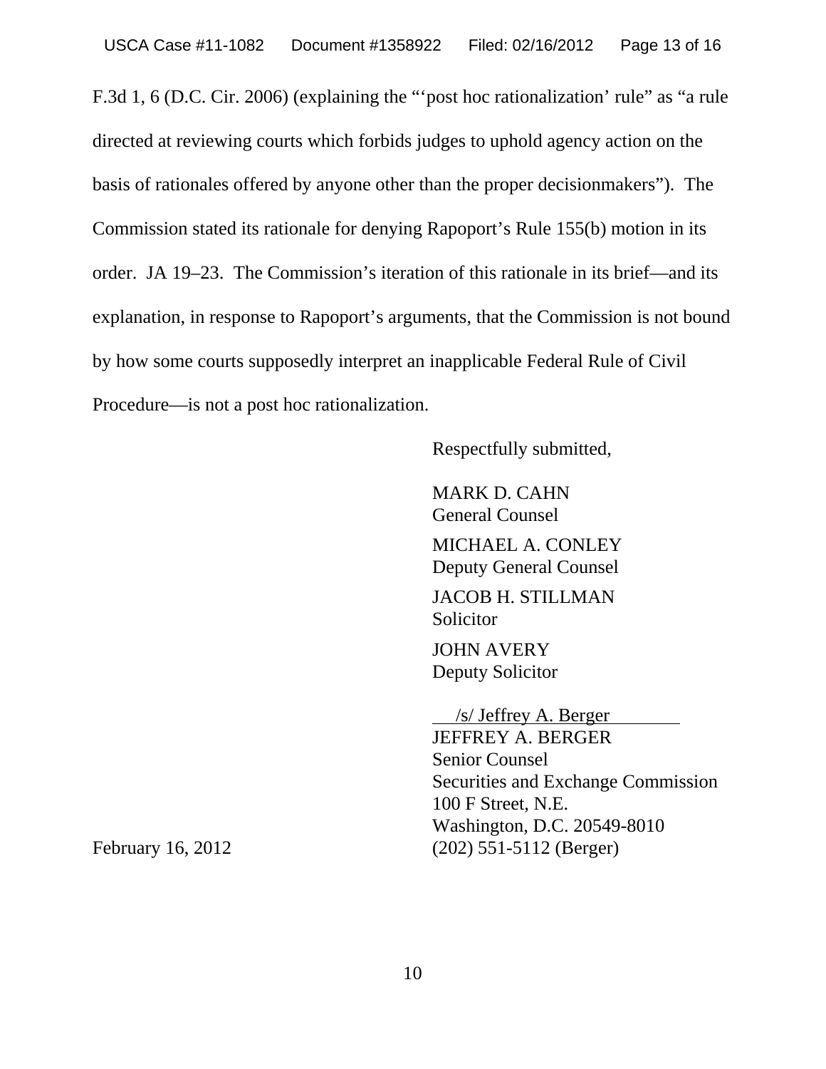F.3d 1, 6 (D.C. Cir. 2006) (explaining the "'post hoc rationalization' rule" as "a rule directed at reviewing courts which forbids judges to uphold agency action on the basis of rationales offered by anyone other than the proper decisionmakers"). The Commission stated its rationale for denying Rapoport's Rule 155(b) motion in its order. JA 19–23. The Commission's iteration of this rationale in its brief—and its explanation, in response to Rapoport's arguments, that the Commission is not bound by how some courts supposedly interpret an inapplicable Federal Rule of Civil Procedure—is not a post hoc rationalization.

Respectfully submitted,

MARK D. CAHN
General Counsel

MICHAEL A. CONLEY
Deputy General Counsel

JACOB H. STILLMAN
Solicitor

JOHN AVERY
Deputy Solicitor

/s/ Jeffrey A. Berger
JEFFREY A. BERGER
Senior Counsel
Securities and Exchange Commission
100 F Street, N.E.
Washington, D.C. 20549-8010
(202) 551-5112 (Berger)

February 16, 2012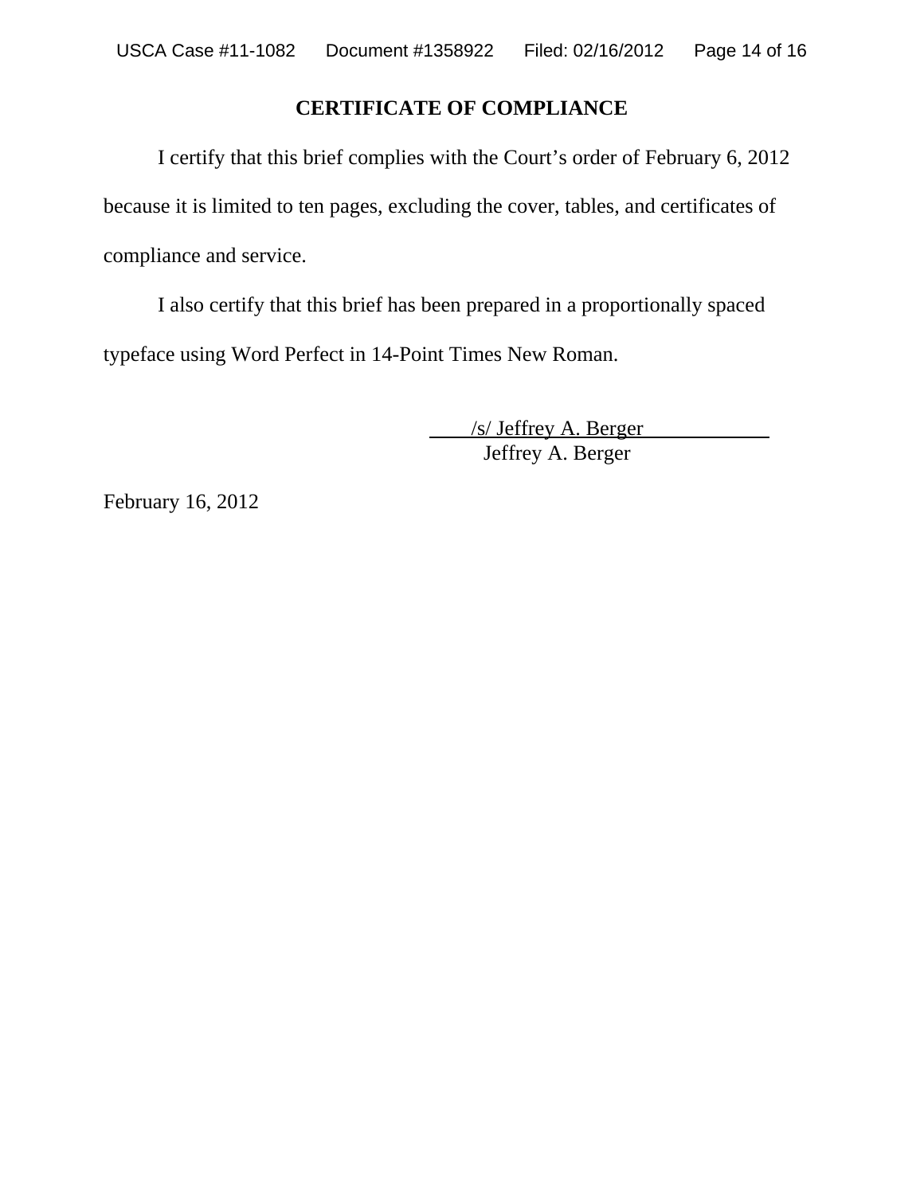## CERTIFICATE OF COMPLIANCE

I certify that this brief complies with the Court's order of February 6, 2012 because it is limited to ten pages, excluding the cover, tables, and certificates of compliance and service.

I also certify that this brief has been prepared in a proportionally spaced typeface using Word Perfect in 14-Point Times New Roman.

/s/ Jeffrey A. Berger
Jeffrey A. Berger

February 16, 2012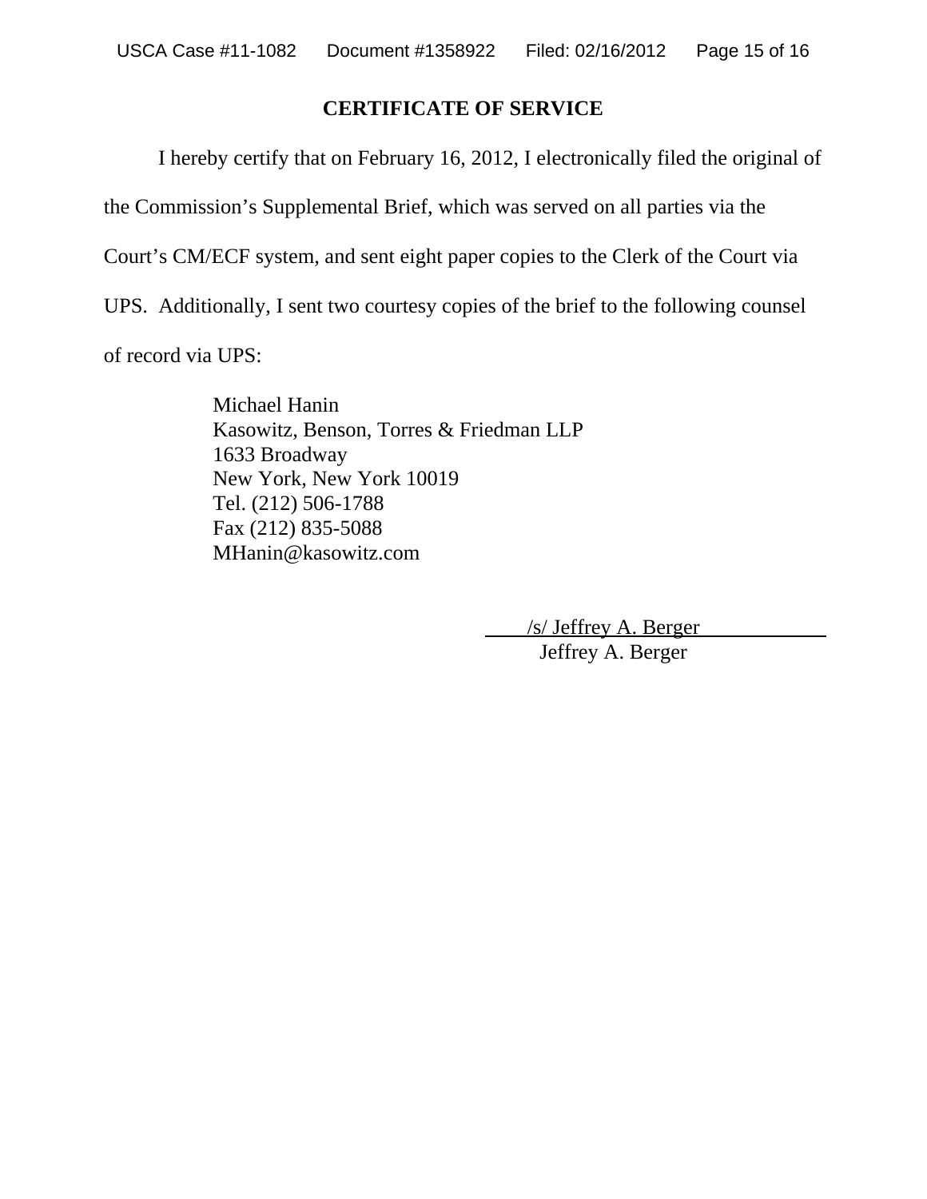## CERTIFICATE OF SERVICE

I hereby certify that on February 16, 2012, I electronically filed the original of the Commission's Supplemental Brief, which was served on all parties via the Court's CM/ECF system, and sent eight paper copies to the Clerk of the Court via UPS. Additionally, I sent two courtesy copies of the brief to the following counsel of record via UPS:

Michael Hanin
Kasowitz, Benson, Torres & Friedman LLP
1633 Broadway
New York, New York 10019
Tel. (212) 506-1788
Fax (212) 835-5088
MHanin@kasowitz.com

/s/ Jeffrey A. Berger
Jeffrey A. Berger